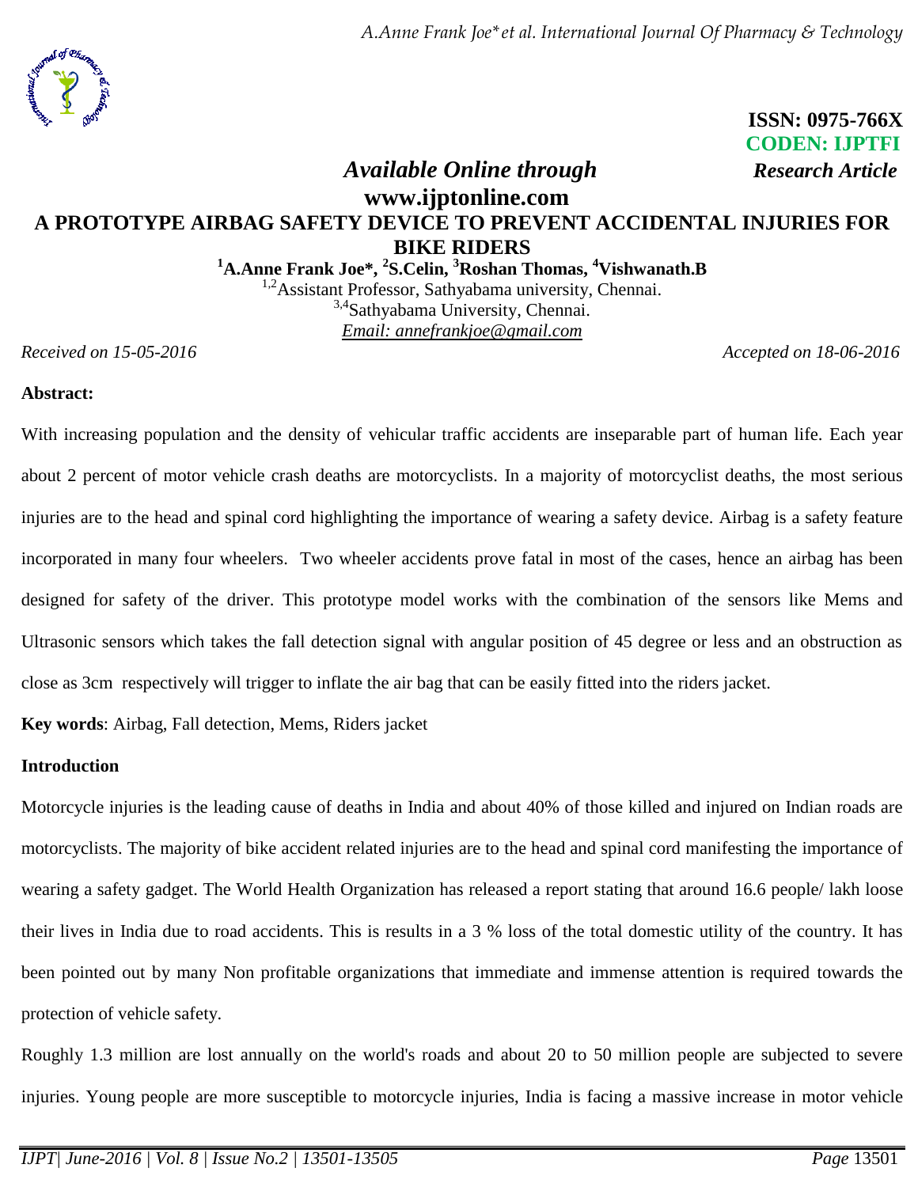ISSN: 0975-766X
CODEN: IJPTFI

*Available Online through* **www.ijptonline.com**

***Research Article***

# A PROTOTYPE AIRBAG SAFETY DEVICE TO PREVENT ACCIDENTAL INJURIES FOR BIKE RIDERS

**[1]A.Anne Frank Joe*, [2]S.Celin, [3]Roshan Thomas, [4]Vishwanath.B**

[1,2]Assistant Professor, Sathyabama university, Chennai.
[3,4]Sathyabama University, Chennai.
*Email: annefrankjoe@gmail.com*

*Received on 15-05-2016* *Accepted on 18-06-2016*

**Abstract:**

With increasing population and the density of vehicular traffic accidents are inseparable part of human life. Each year about 2 percent of motor vehicle crash deaths are motorcyclists. In a majority of motorcyclist deaths, the most serious injuries are to the head and spinal cord highlighting the importance of wearing a safety device. Airbag is a safety feature incorporated in many four wheelers. Two wheeler accidents prove fatal in most of the cases, hence an airbag has been designed for safety of the driver. This prototype model works with the combination of the sensors like Mems and Ultrasonic sensors which takes the fall detection signal with angular position of 45 degree or less and an obstruction as close as 3cm respectively will trigger to inflate the air bag that can be easily fitted into the riders jacket.

**Key words**: Airbag, Fall detection, Mems, Riders jacket

**Introduction**

Motorcycle injuries is the leading cause of deaths in India and about 40% of those killed and injured on Indian roads are motorcyclists. The majority of bike accident related injuries are to the head and spinal cord manifesting the importance of wearing a safety gadget. The World Health Organization has released a report stating that around 16.6 people/ lakh loose their lives in India due to road accidents. This is results in a 3 % loss of the total domestic utility of the country. It has been pointed out by many Non profitable organizations that immediate and immense attention is required towards the protection of vehicle safety.

Roughly 1.3 million are lost annually on the world's roads and about 20 to 50 million people are subjected to severe injuries. Young people are more susceptible to motorcycle injuries, India is facing a massive increase in motor vehicle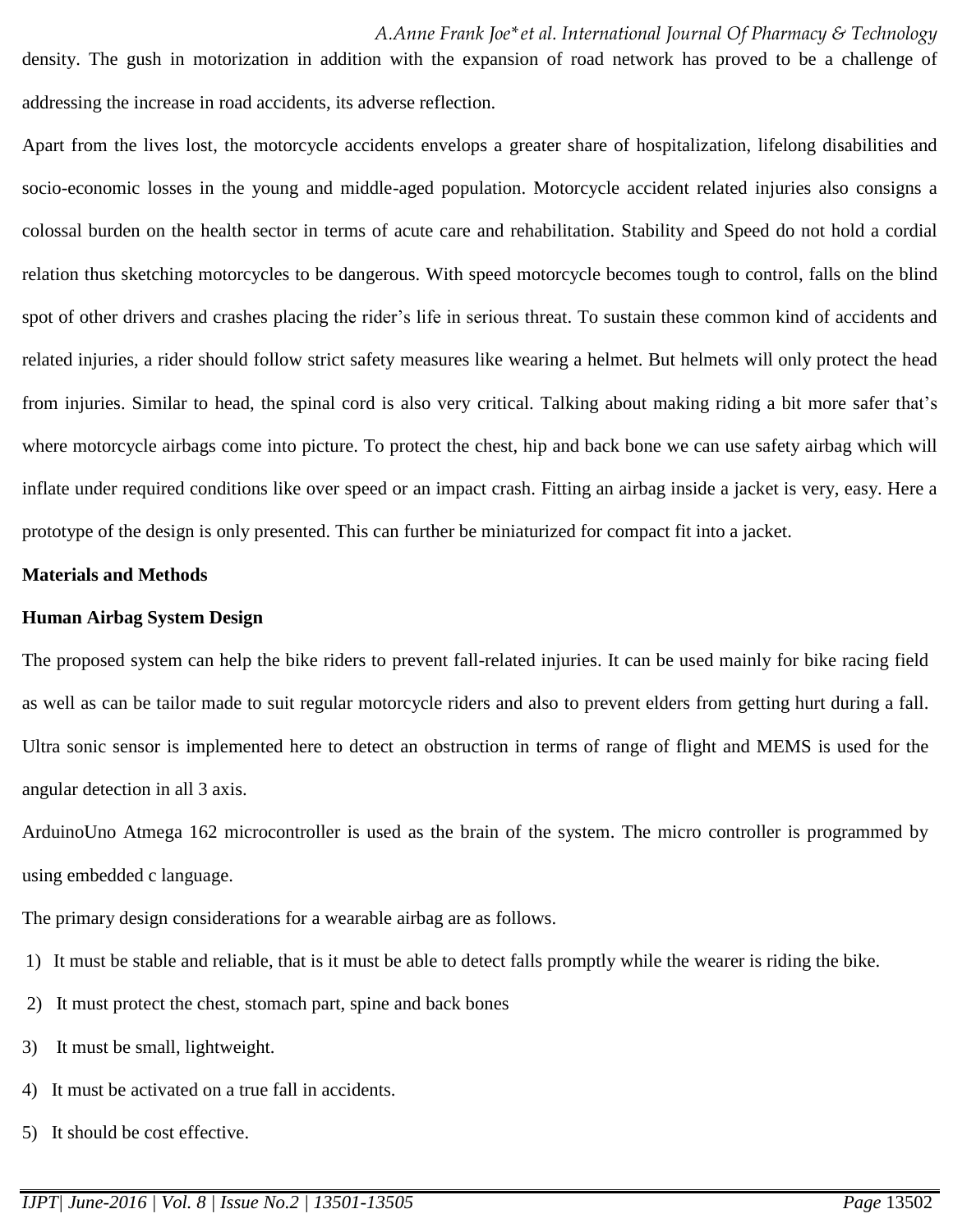density. The gush in motorization in addition with the expansion of road network has proved to be a challenge of addressing the increase in road accidents, its adverse reflection.

Apart from the lives lost, the motorcycle accidents envelops a greater share of hospitalization, lifelong disabilities and socio-economic losses in the young and middle-aged population. Motorcycle accident related injuries also consigns a colossal burden on the health sector in terms of acute care and rehabilitation. Stability and Speed do not hold a cordial relation thus sketching motorcycles to be dangerous. With speed motorcycle becomes tough to control, falls on the blind spot of other drivers and crashes placing the rider's life in serious threat. To sustain these common kind of accidents and related injuries, a rider should follow strict safety measures like wearing a helmet. But helmets will only protect the head from injuries. Similar to head, the spinal cord is also very critical. Talking about making riding a bit more safer that's where motorcycle airbags come into picture. To protect the chest, hip and back bone we can use safety airbag which will inflate under required conditions like over speed or an impact crash. Fitting an airbag inside a jacket is very, easy. Here a prototype of the design is only presented. This can further be miniaturized for compact fit into a jacket.

## Materials and Methods

### Human Airbag System Design

The proposed system can help the bike riders to prevent fall-related injuries. It can be used mainly for bike racing field as well as can be tailor made to suit regular motorcycle riders and also to prevent elders from getting hurt during a fall. Ultra sonic sensor is implemented here to detect an obstruction in terms of range of flight and MEMS is used for the angular detection in all 3 axis.

ArduinoUno Atmega 162 microcontroller is used as the brain of the system. The micro controller is programmed by using embedded c language.

The primary design considerations for a wearable airbag are as follows.

1) It must be stable and reliable, that is it must be able to detect falls promptly while the wearer is riding the bike.
2) It must protect the chest, stomach part, spine and back bones
3) It must be small, lightweight.
4) It must be activated on a true fall in accidents.
5) It should be cost effective.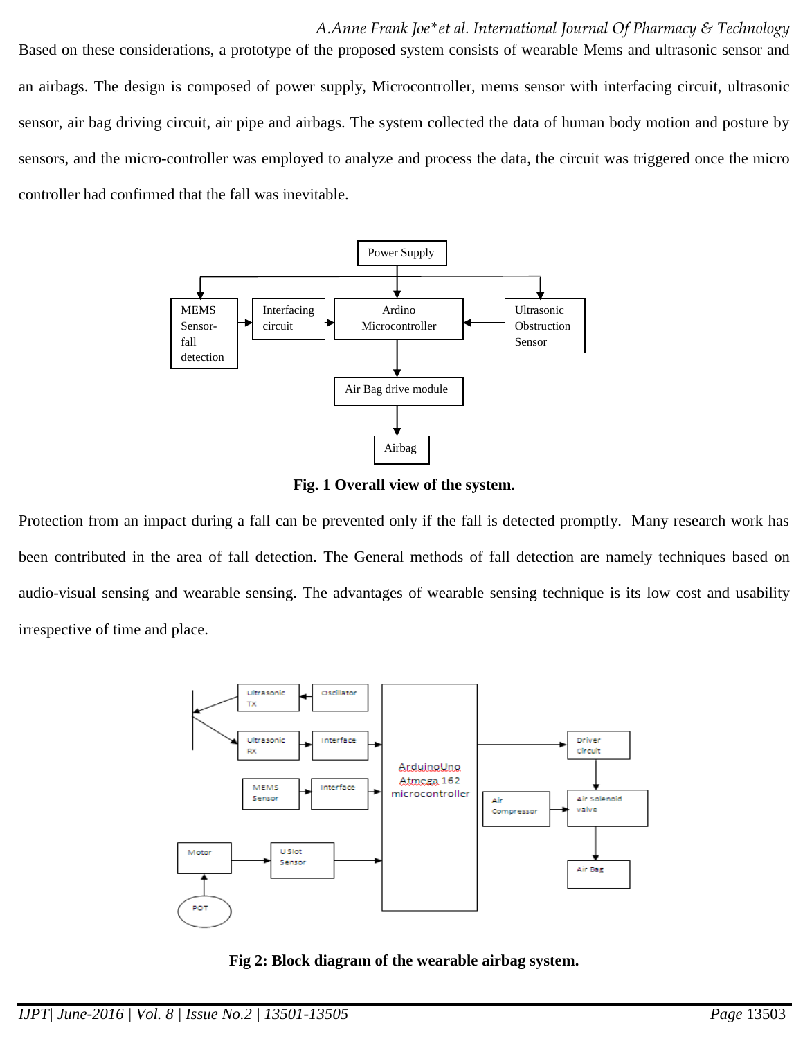Based on these considerations, a prototype of the proposed system consists of wearable Mems and ultrasonic sensor and an airbags. The design is composed of power supply, Microcontroller, mems sensor with interfacing circuit, ultrasonic sensor, air bag driving circuit, air pipe and airbags. The system collected the data of human body motion and posture by sensors, and the micro-controller was employed to analyze and process the data, the circuit was triggered once the micro controller had confirmed that the fall was inevitable.

**Fig. 1 Overall view of the system.**

Protection from an impact during a fall can be prevented only if the fall is detected promptly. Many research work has been contributed in the area of fall detection. The General methods of fall detection are namely techniques based on audio-visual sensing and wearable sensing. The advantages of wearable sensing technique is its low cost and usability irrespective of time and place.

**Fig 2: Block diagram of the wearable airbag system.**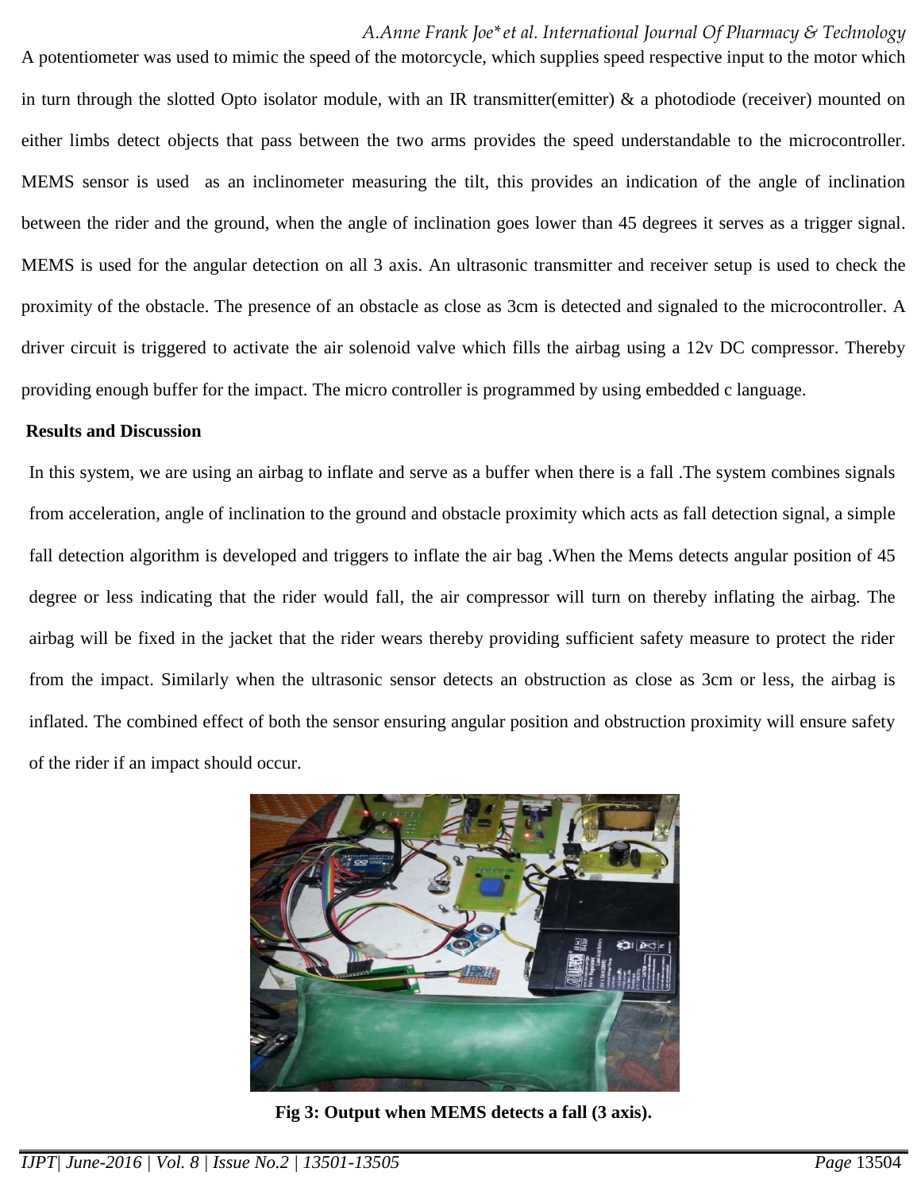A potentiometer was used to mimic the speed of the motorcycle, which supplies speed respective input to the motor which in turn through the slotted Opto isolator module, with an IR transmitter(emitter) & a photodiode (receiver) mounted on either limbs detect objects that pass between the two arms provides the speed understandable to the microcontroller. MEMS sensor is used as an inclinometer measuring the tilt, this provides an indication of the angle of inclination between the rider and the ground, when the angle of inclination goes lower than 45 degrees it serves as a trigger signal. MEMS is used for the angular detection on all 3 axis. An ultrasonic transmitter and receiver setup is used to check the proximity of the obstacle. The presence of an obstacle as close as 3cm is detected and signaled to the microcontroller. A driver circuit is triggered to activate the air solenoid valve which fills the airbag using a 12v DC compressor. Thereby providing enough buffer for the impact. The micro controller is programmed by using embedded c language.

**Results and Discussion**

In this system, we are using an airbag to inflate and serve as a buffer when there is a fall .The system combines signals from acceleration, angle of inclination to the ground and obstacle proximity which acts as fall detection signal, a simple fall detection algorithm is developed and triggers to inflate the air bag .When the Mems detects angular position of 45 degree or less indicating that the rider would fall, the air compressor will turn on thereby inflating the airbag. The airbag will be fixed in the jacket that the rider wears thereby providing sufficient safety measure to protect the rider from the impact. Similarly when the ultrasonic sensor detects an obstruction as close as 3cm or less, the airbag is inflated. The combined effect of both the sensor ensuring angular position and obstruction proximity will ensure safety of the rider if an impact should occur.

**Fig 3: Output when MEMS detects a fall (3 axis).**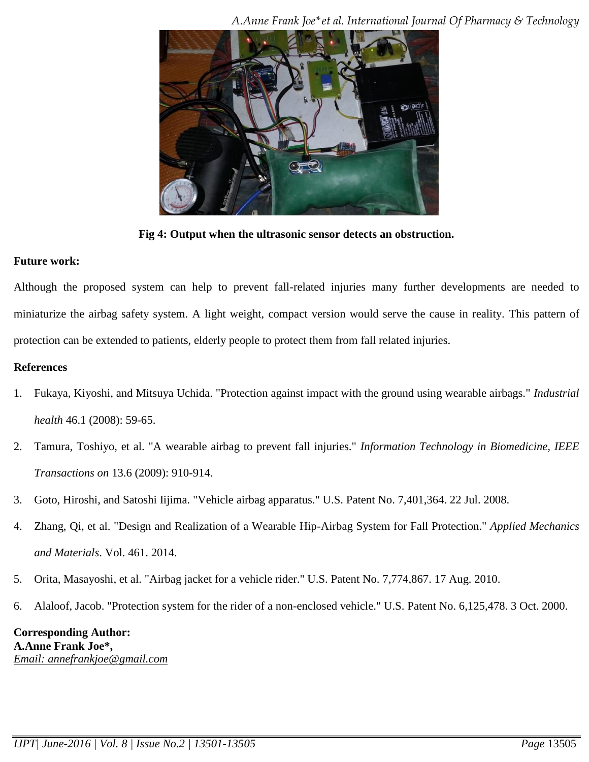**Fig 4: Output when the ultrasonic sensor detects an obstruction.**

**Future work:**

Although the proposed system can help to prevent fall-related injuries many further developments are needed to miniaturize the airbag safety system. A light weight, compact version would serve the cause in reality. This pattern of protection can be extended to patients, elderly people to protect them from fall related injuries.

**References**

1. Fukaya, Kiyoshi, and Mitsuya Uchida. "Protection against impact with the ground using wearable airbags." *Industrial health* 46.1 (2008): 59-65.
2. Tamura, Toshiyo, et al. "A wearable airbag to prevent fall injuries." *Information Technology in Biomedicine, IEEE Transactions on* 13.6 (2009): 910-914.
3. Goto, Hiroshi, and Satoshi Iijima. "Vehicle airbag apparatus." U.S. Patent No. 7,401,364. 22 Jul. 2008.
4. Zhang, Qi, et al. "Design and Realization of a Wearable Hip-Airbag System for Fall Protection." *Applied Mechanics and Materials*. Vol. 461. 2014.
5. Orita, Masayoshi, et al. "Airbag jacket for a vehicle rider." U.S. Patent No. 7,774,867. 17 Aug. 2010.
6. Alaloof, Jacob. "Protection system for the rider of a non-enclosed vehicle." U.S. Patent No. 6,125,478. 3 Oct. 2000.

**Corresponding Author:**
**A.Anne Frank Joe*,**
*Email: annefrankjoe@gmail.com*